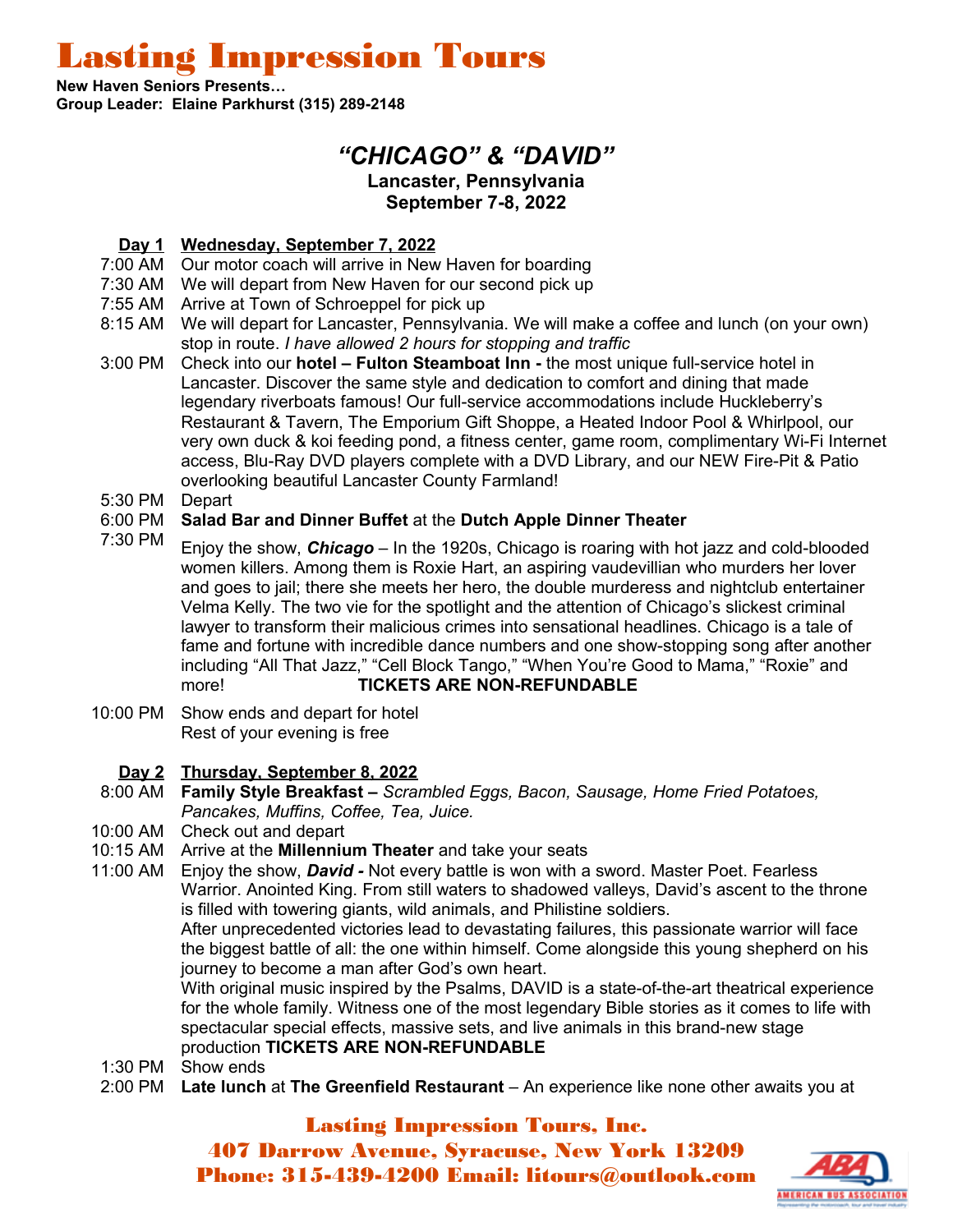# Lasting Impression Tours

**New Haven Seniors Presents…**
**Group Leader: Elaine Parkhurst (315) 289-2148**

## *"CHICAGO" & "DAVID"*

**Lancaster, Pennsylvania**
**September 7-8, 2022**

**Day 1 Wednesday, September 7, 2022**

7:00 AM Our motor coach will arrive in New Haven for boarding

7:30 AM We will depart from New Haven for our second pick up

7:55 AM Arrive at Town of Schroeppel for pick up

8:15 AM We will depart for Lancaster, Pennsylvania. We will make a coffee and lunch (on your own) stop in route. *I have allowed 2 hours for stopping and traffic*

3:00 PM Check into our **hotel – Fulton Steamboat Inn -** the most unique full-service hotel in Lancaster. Discover the same style and dedication to comfort and dining that made legendary riverboats famous! Our full-service accommodations include Huckleberry's Restaurant & Tavern, The Emporium Gift Shoppe, a Heated Indoor Pool & Whirlpool, our very own duck & koi feeding pond, a fitness center, game room, complimentary Wi-Fi Internet access, Blu-Ray DVD players complete with a DVD Library, and our NEW Fire-Pit & Patio overlooking beautiful Lancaster County Farmland!

5:30 PM Depart

6:00 PM **Salad Bar and Dinner Buffet** at the **Dutch Apple Dinner Theater**

7:30 PM Enjoy the show, ***Chicago*** – In the 1920s, Chicago is roaring with hot jazz and cold-blooded women killers. Among them is Roxie Hart, an aspiring vaudevillian who murders her lover and goes to jail; there she meets her hero, the double murderess and nightclub entertainer Velma Kelly. The two vie for the spotlight and the attention of Chicago's slickest criminal lawyer to transform their malicious crimes into sensational headlines. Chicago is a tale of fame and fortune with incredible dance numbers and one show-stopping song after another including "All That Jazz," "Cell Block Tango," "When You're Good to Mama," "Roxie" and more! **TICKETS ARE NON-REFUNDABLE**

10:00 PM Show ends and depart for hotel
Rest of your evening is free

**Day 2 Thursday, September 8, 2022**

8:00 AM **Family Style Breakfast –** *Scrambled Eggs, Bacon, Sausage, Home Fried Potatoes, Pancakes, Muffins, Coffee, Tea, Juice.*

10:00 AM Check out and depart

10:15 AM Arrive at the **Millennium Theater** and take your seats

11:00 AM Enjoy the show, ***David -*** Not every battle is won with a sword. Master Poet. Fearless Warrior. Anointed King. From still waters to shadowed valleys, David's ascent to the throne is filled with towering giants, wild animals, and Philistine soldiers.
After unprecedented victories lead to devastating failures, this passionate warrior will face the biggest battle of all: the one within himself. Come alongside this young shepherd on his journey to become a man after God's own heart.
With original music inspired by the Psalms, DAVID is a state-of-the-art theatrical experience for the whole family. Witness one of the most legendary Bible stories as it comes to life with spectacular special effects, massive sets, and live animals in this brand-new stage production **TICKETS ARE NON-REFUNDABLE**

1:30 PM Show ends

2:00 PM **Late lunch** at **The Greenfield Restaurant** – An experience like none other awaits you at

**Lasting Impression Tours, Inc.**
**407 Darrow Avenue, Syracuse, New York 13209**
**Phone: 315-439-4200 Email: litours@outlook.com**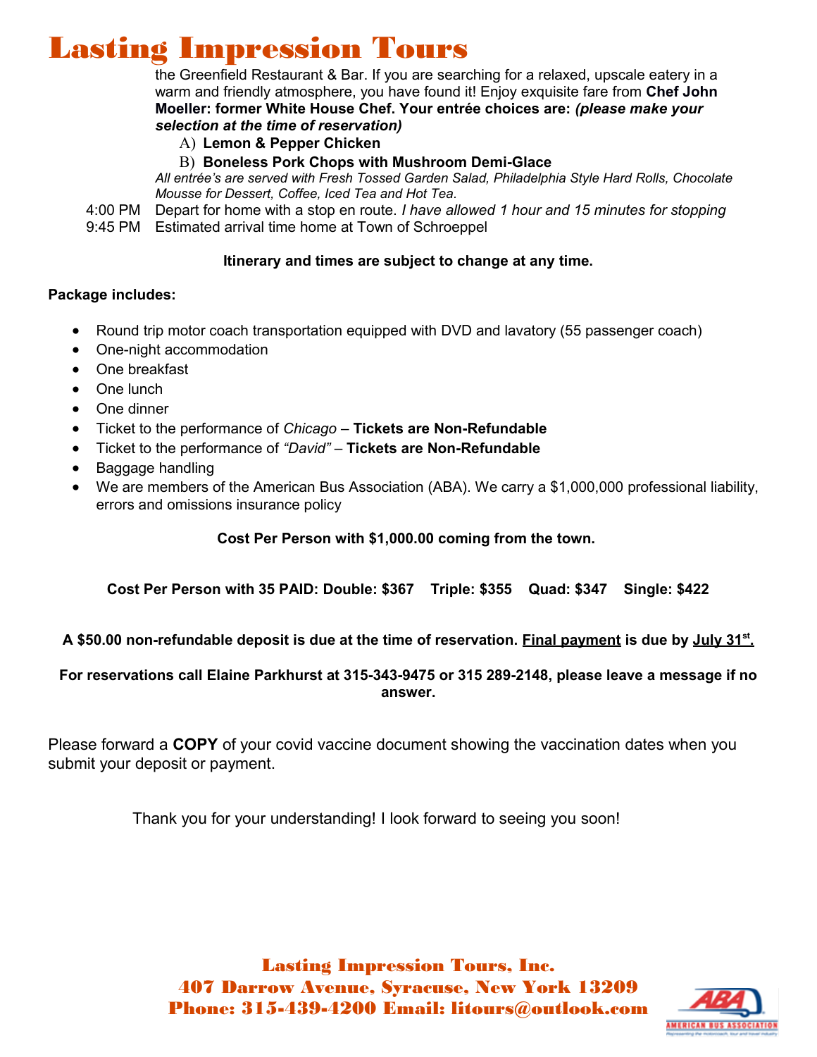# Lasting Impression Tours

the Greenfield Restaurant & Bar. If you are searching for a relaxed, upscale eatery in a warm and friendly atmosphere, you have found it! Enjoy exquisite fare from **Chef John Moeller: former White House Chef. Your entrée choices are:** ***(please make your selection at the time of reservation)***

A) **Lemon & Pepper Chicken**

B) **Boneless Pork Chops with Mushroom Demi-Glace**

*All entrée's are served with Fresh Tossed Garden Salad, Philadelphia Style Hard Rolls, Chocolate Mousse for Dessert, Coffee, Iced Tea and Hot Tea.*

4:00 PM Depart for home with a stop en route. *I have allowed 1 hour and 15 minutes for stopping*

9:45 PM Estimated arrival time home at Town of Schroeppel

**Itinerary and times are subject to change at any time.**

**Package includes:**

- Round trip motor coach transportation equipped with DVD and lavatory (55 passenger coach)
- One-night accommodation
- One breakfast
- One lunch
- One dinner
- Ticket to the performance of *Chicago* – **Tickets are Non-Refundable**
- Ticket to the performance of *"David"* – **Tickets are Non-Refundable**
- Baggage handling
- We are members of the American Bus Association (ABA). We carry a $1,000,000 professional liability, errors and omissions insurance policy

**Cost Per Person with $1,000.00 coming from the town.**

**Cost Per Person with 35 PAID: Double: $367 Triple: $355 Quad: $347 Single: $422**

**A $50.00 non-refundable deposit is due at the time of reservation. Final payment is due by July 31st.**

**For reservations call Elaine Parkhurst at 315-343-9475 or 315 289-2148, please leave a message if no answer.**

Please forward a **COPY** of your covid vaccine document showing the vaccination dates when you submit your deposit or payment.

Thank you for your understanding! I look forward to seeing you soon!

**Lasting Impression Tours, Inc.**
**407 Darrow Avenue, Syracuse, New York 13209**
**Phone: 315-439-4200 Email: litours@outlook.com**